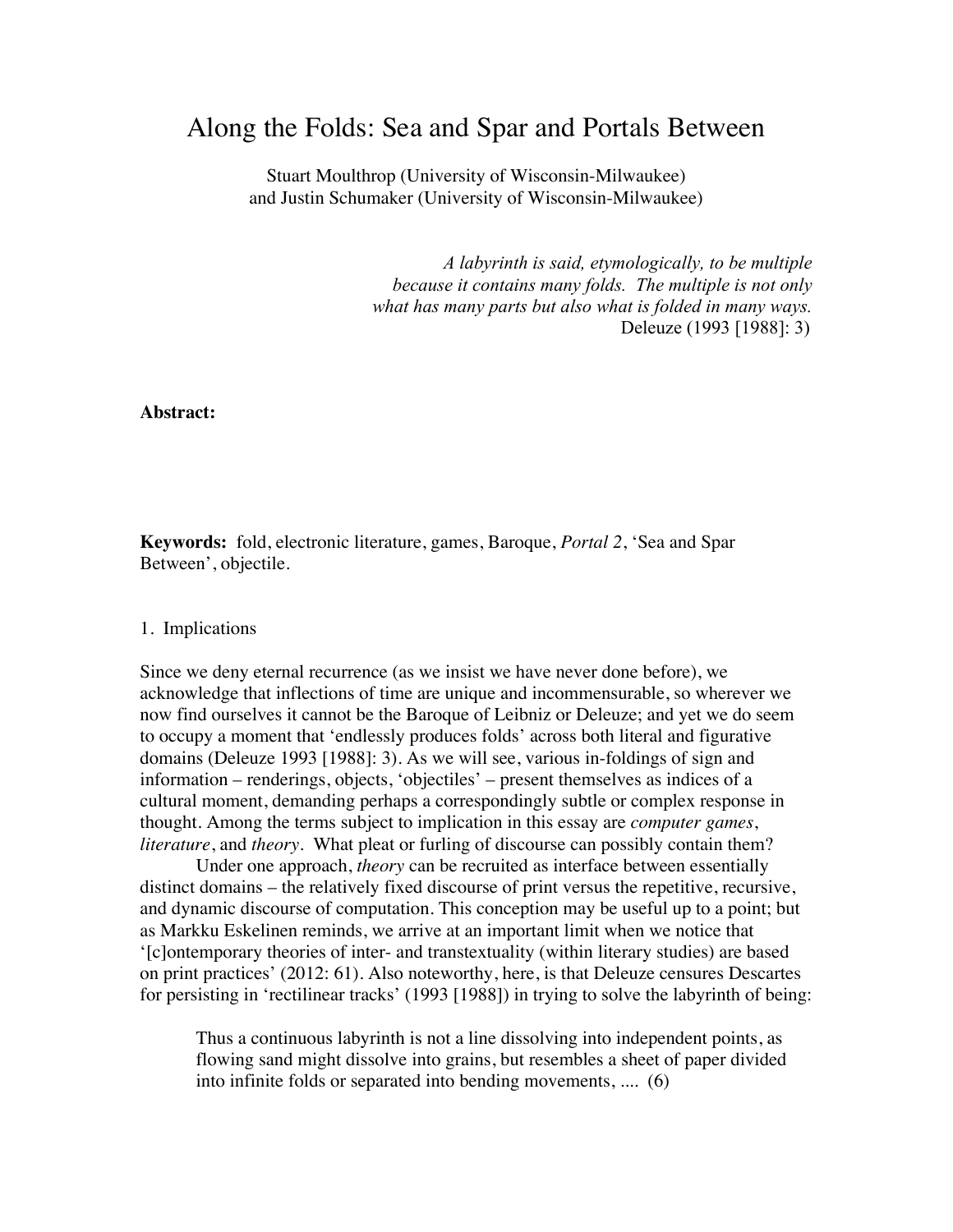# Along the Folds: Sea and Spar and Portals Between

Stuart Moulthrop (University of Wisconsin-Milwaukee)
and Justin Schumaker (University of Wisconsin-Milwaukee)

> *A labyrinth is said, etymologically, to be multiple because it contains many folds. The multiple is not only what has many parts but also what is folded in many ways.*
> Deleuze (1993 [1988]: 3)

**Abstract:**

**Keywords:** fold, electronic literature, games, Baroque, *Portal 2*, 'Sea and Spar Between', objectile.

## 1. Implications

Since we deny eternal recurrence (as we insist we have never done before), we acknowledge that inflections of time are unique and incommensurable, so wherever we now find ourselves it cannot be the Baroque of Leibniz or Deleuze; and yet we do seem to occupy a moment that 'endlessly produces folds' across both literal and figurative domains (Deleuze 1993 [1988]: 3). As we will see, various in-foldings of sign and information – renderings, objects, 'objectiles' – present themselves as indices of a cultural moment, demanding perhaps a correspondingly subtle or complex response in thought. Among the terms subject to implication in this essay are *computer games*, *literature*, and *theory*. What pleat or furling of discourse can possibly contain them?

Under one approach, *theory* can be recruited as interface between essentially distinct domains – the relatively fixed discourse of print versus the repetitive, recursive, and dynamic discourse of computation. This conception may be useful up to a point; but as Markku Eskelinen reminds, we arrive at an important limit when we notice that '[c]ontemporary theories of inter- and transtextuality (within literary studies) are based on print practices' (2012: 61). Also noteworthy, here, is that Deleuze censures Descartes for persisting in 'rectilinear tracks' (1993 [1988]) in trying to solve the labyrinth of being:

> Thus a continuous labyrinth is not a line dissolving into independent points, as flowing sand might dissolve into grains, but resembles a sheet of paper divided into infinite folds or separated into bending movements, .... (6)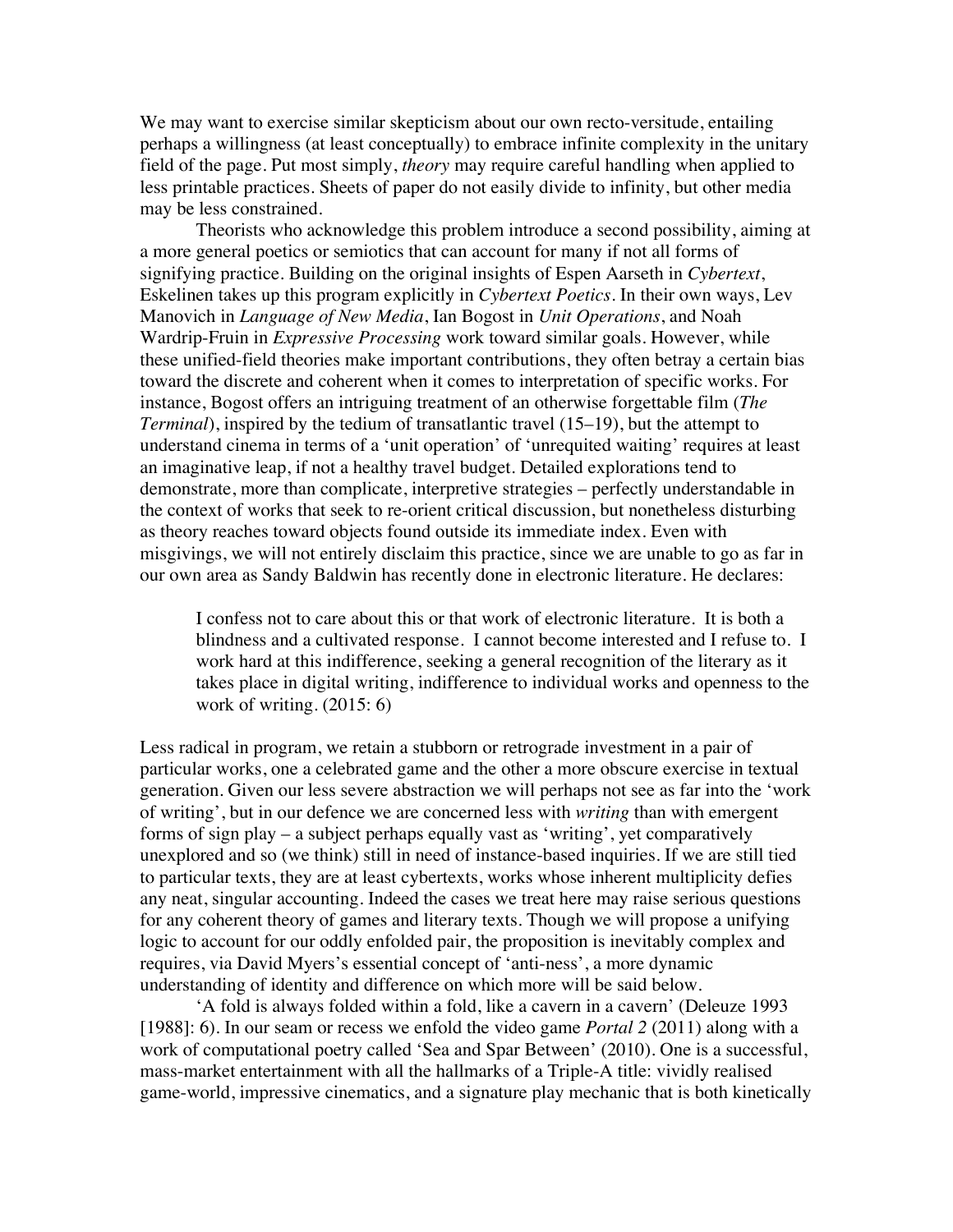We may want to exercise similar skepticism about our own recto-versitude, entailing perhaps a willingness (at least conceptually) to embrace infinite complexity in the unitary field of the page. Put most simply, *theory* may require careful handling when applied to less printable practices. Sheets of paper do not easily divide to infinity, but other media may be less constrained.

Theorists who acknowledge this problem introduce a second possibility, aiming at a more general poetics or semiotics that can account for many if not all forms of signifying practice. Building on the original insights of Espen Aarseth in *Cybertext*, Eskelinen takes up this program explicitly in *Cybertext Poetics*. In their own ways, Lev Manovich in *Language of New Media*, Ian Bogost in *Unit Operations*, and Noah Wardrip-Fruin in *Expressive Processing* work toward similar goals. However, while these unified-field theories make important contributions, they often betray a certain bias toward the discrete and coherent when it comes to interpretation of specific works. For instance, Bogost offers an intriguing treatment of an otherwise forgettable film (*The Terminal*), inspired by the tedium of transatlantic travel (15–19), but the attempt to understand cinema in terms of a 'unit operation' of 'unrequited waiting' requires at least an imaginative leap, if not a healthy travel budget. Detailed explorations tend to demonstrate, more than complicate, interpretive strategies – perfectly understandable in the context of works that seek to re-orient critical discussion, but nonetheless disturbing as theory reaches toward objects found outside its immediate index. Even with misgivings, we will not entirely disclaim this practice, since we are unable to go as far in our own area as Sandy Baldwin has recently done in electronic literature. He declares:

> I confess not to care about this or that work of electronic literature. It is both a blindness and a cultivated response. I cannot become interested and I refuse to. I work hard at this indifference, seeking a general recognition of the literary as it takes place in digital writing, indifference to individual works and openness to the work of writing. (2015: 6)

Less radical in program, we retain a stubborn or retrograde investment in a pair of particular works, one a celebrated game and the other a more obscure exercise in textual generation. Given our less severe abstraction we will perhaps not see as far into the 'work of writing', but in our defence we are concerned less with *writing* than with emergent forms of sign play – a subject perhaps equally vast as 'writing', yet comparatively unexplored and so (we think) still in need of instance-based inquiries. If we are still tied to particular texts, they are at least cybertexts, works whose inherent multiplicity defies any neat, singular accounting. Indeed the cases we treat here may raise serious questions for any coherent theory of games and literary texts. Though we will propose a unifying logic to account for our oddly enfolded pair, the proposition is inevitably complex and requires, via David Myers's essential concept of 'anti-ness', a more dynamic understanding of identity and difference on which more will be said below.

'A fold is always folded within a fold, like a cavern in a cavern' (Deleuze 1993 [1988]: 6). In our seam or recess we enfold the video game *Portal 2* (2011) along with a work of computational poetry called 'Sea and Spar Between' (2010). One is a successful, mass-market entertainment with all the hallmarks of a Triple-A title: vividly realised game-world, impressive cinematics, and a signature play mechanic that is both kinetically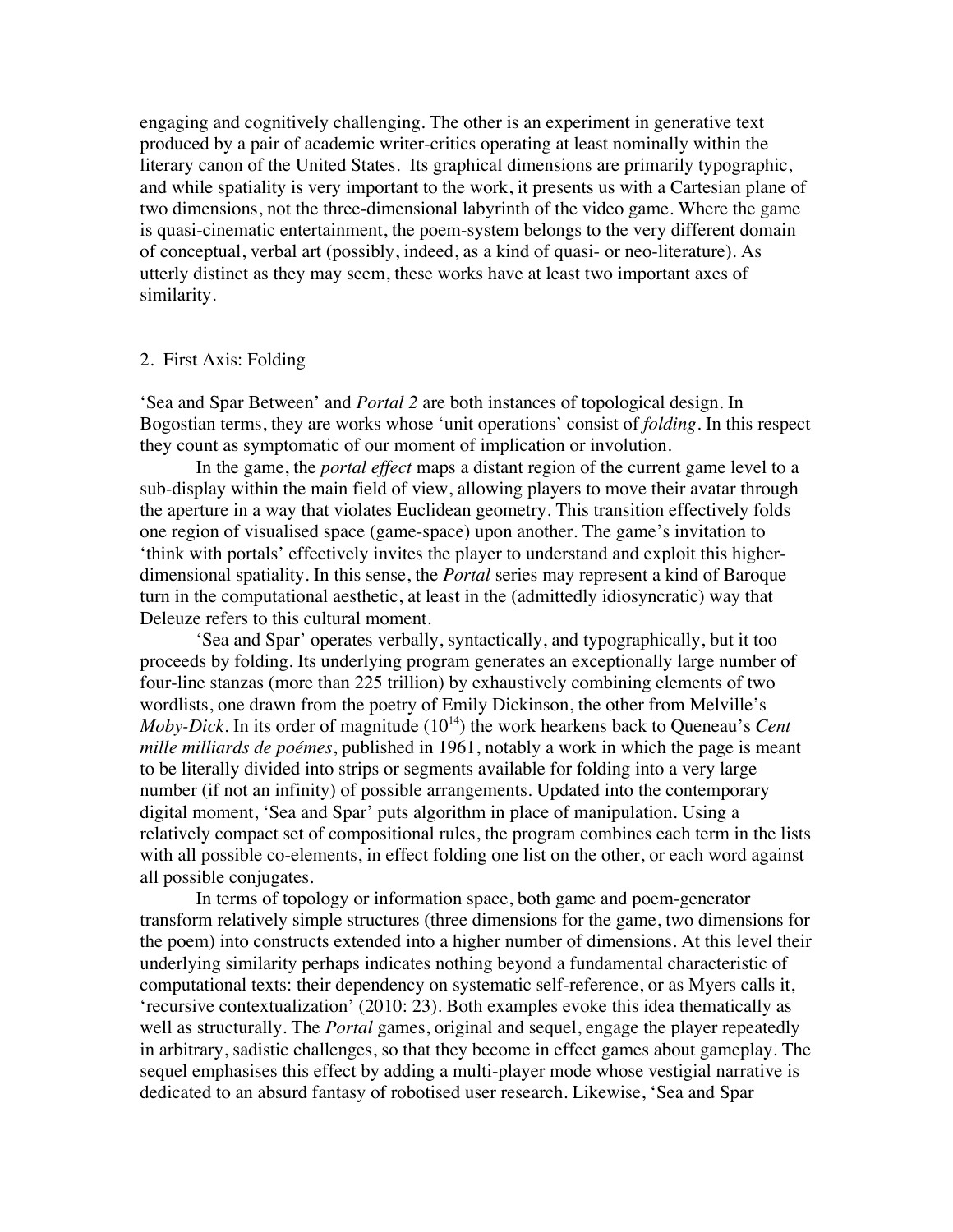engaging and cognitively challenging. The other is an experiment in generative text produced by a pair of academic writer-critics operating at least nominally within the literary canon of the United States. Its graphical dimensions are primarily typographic, and while spatiality is very important to the work, it presents us with a Cartesian plane of two dimensions, not the three-dimensional labyrinth of the video game. Where the game is quasi-cinematic entertainment, the poem-system belongs to the very different domain of conceptual, verbal art (possibly, indeed, as a kind of quasi- or neo-literature). As utterly distinct as they may seem, these works have at least two important axes of similarity.

## 2. First Axis: Folding

'Sea and Spar Between' and *Portal 2* are both instances of topological design. In Bogostian terms, they are works whose 'unit operations' consist of *folding*. In this respect they count as symptomatic of our moment of implication or involution.

In the game, the *portal effect* maps a distant region of the current game level to a sub-display within the main field of view, allowing players to move their avatar through the aperture in a way that violates Euclidean geometry. This transition effectively folds one region of visualised space (game-space) upon another. The game's invitation to 'think with portals' effectively invites the player to understand and exploit this higher-dimensional spatiality. In this sense, the *Portal* series may represent a kind of Baroque turn in the computational aesthetic, at least in the (admittedly idiosyncratic) way that Deleuze refers to this cultural moment.

'Sea and Spar' operates verbally, syntactically, and typographically, but it too proceeds by folding. Its underlying program generates an exceptionally large number of four-line stanzas (more than 225 trillion) by exhaustively combining elements of two wordlists, one drawn from the poetry of Emily Dickinson, the other from Melville's *Moby-Dick*. In its order of magnitude ($10^{14}$) the work hearkens back to Queneau's *Cent mille milliards de poémes*, published in 1961, notably a work in which the page is meant to be literally divided into strips or segments available for folding into a very large number (if not an infinity) of possible arrangements. Updated into the contemporary digital moment, 'Sea and Spar' puts algorithm in place of manipulation. Using a relatively compact set of compositional rules, the program combines each term in the lists with all possible co-elements, in effect folding one list on the other, or each word against all possible conjugates.

In terms of topology or information space, both game and poem-generator transform relatively simple structures (three dimensions for the game, two dimensions for the poem) into constructs extended into a higher number of dimensions. At this level their underlying similarity perhaps indicates nothing beyond a fundamental characteristic of computational texts: their dependency on systematic self-reference, or as Myers calls it, 'recursive contextualization' (2010: 23). Both examples evoke this idea thematically as well as structurally. The *Portal* games, original and sequel, engage the player repeatedly in arbitrary, sadistic challenges, so that they become in effect games about gameplay. The sequel emphasises this effect by adding a multi-player mode whose vestigial narrative is dedicated to an absurd fantasy of robotised user research. Likewise, 'Sea and Spar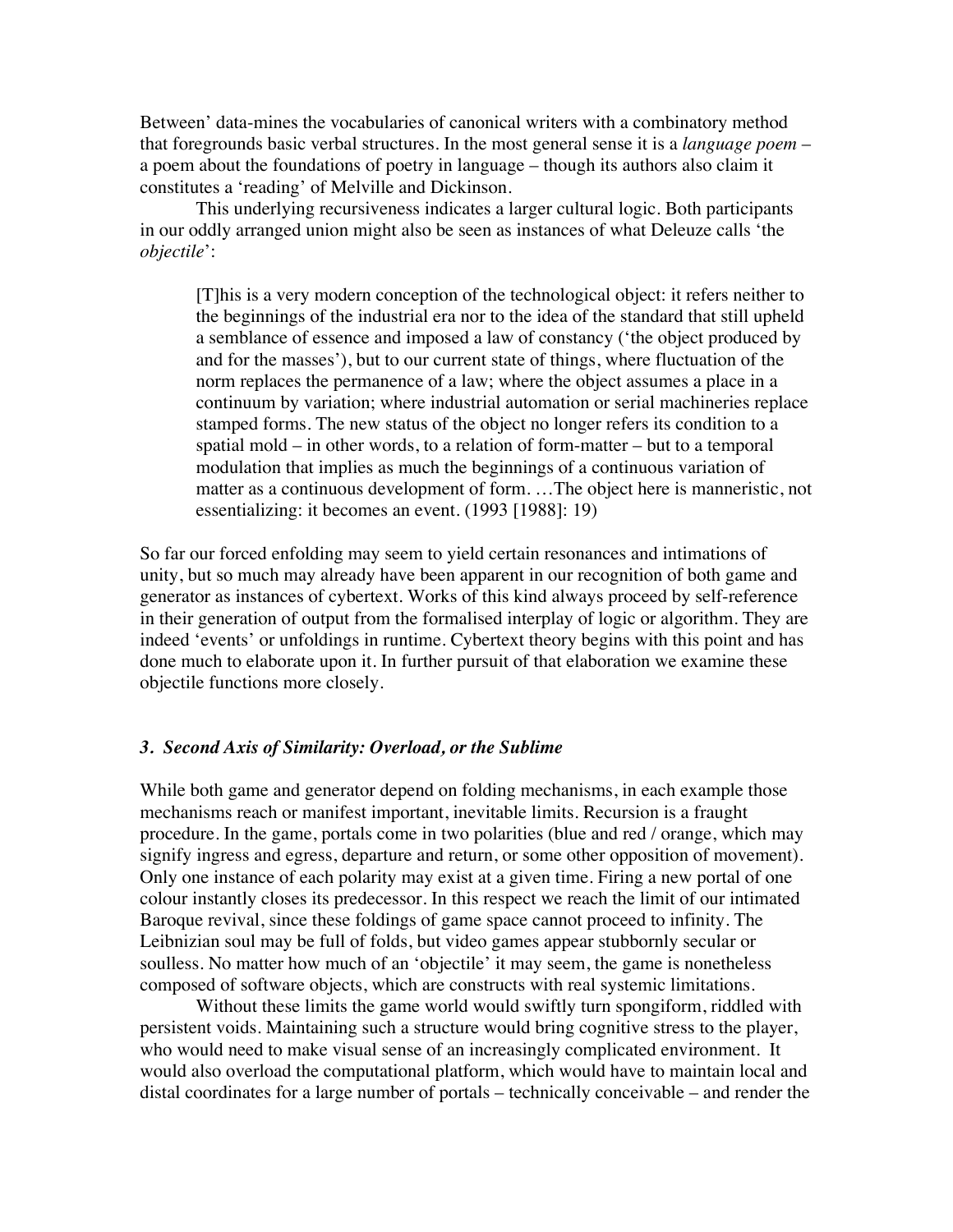Between' data-mines the vocabularies of canonical writers with a combinatory method that foregrounds basic verbal structures. In the most general sense it is a *language poem* – a poem about the foundations of poetry in language – though its authors also claim it constitutes a 'reading' of Melville and Dickinson.

This underlying recursiveness indicates a larger cultural logic. Both participants in our oddly arranged union might also be seen as instances of what Deleuze calls 'the *objectile*':

> [T]his is a very modern conception of the technological object: it refers neither to the beginnings of the industrial era nor to the idea of the standard that still upheld a semblance of essence and imposed a law of constancy ('the object produced by and for the masses'), but to our current state of things, where fluctuation of the norm replaces the permanence of a law; where the object assumes a place in a continuum by variation; where industrial automation or serial machineries replace stamped forms. The new status of the object no longer refers its condition to a spatial mold – in other words, to a relation of form-matter – but to a temporal modulation that implies as much the beginnings of a continuous variation of matter as a continuous development of form. …The object here is manneristic, not essentializing: it becomes an event. (1993 [1988]: 19)

So far our forced enfolding may seem to yield certain resonances and intimations of unity, but so much may already have been apparent in our recognition of both game and generator as instances of cybertext. Works of this kind always proceed by self-reference in their generation of output from the formalised interplay of logic or algorithm. They are indeed 'events' or unfoldings in runtime. Cybertext theory begins with this point and has done much to elaborate upon it. In further pursuit of that elaboration we examine these objectile functions more closely.

### *3. Second Axis of Similarity: Overload, or the Sublime*

While both game and generator depend on folding mechanisms, in each example those mechanisms reach or manifest important, inevitable limits. Recursion is a fraught procedure. In the game, portals come in two polarities (blue and red / orange, which may signify ingress and egress, departure and return, or some other opposition of movement). Only one instance of each polarity may exist at a given time. Firing a new portal of one colour instantly closes its predecessor. In this respect we reach the limit of our intimated Baroque revival, since these foldings of game space cannot proceed to infinity. The Leibnizian soul may be full of folds, but video games appear stubbornly secular or soulless. No matter how much of an 'objectile' it may seem, the game is nonetheless composed of software objects, which are constructs with real systemic limitations.

Without these limits the game world would swiftly turn spongiform, riddled with persistent voids. Maintaining such a structure would bring cognitive stress to the player, who would need to make visual sense of an increasingly complicated environment. It would also overload the computational platform, which would have to maintain local and distal coordinates for a large number of portals – technically conceivable – and render the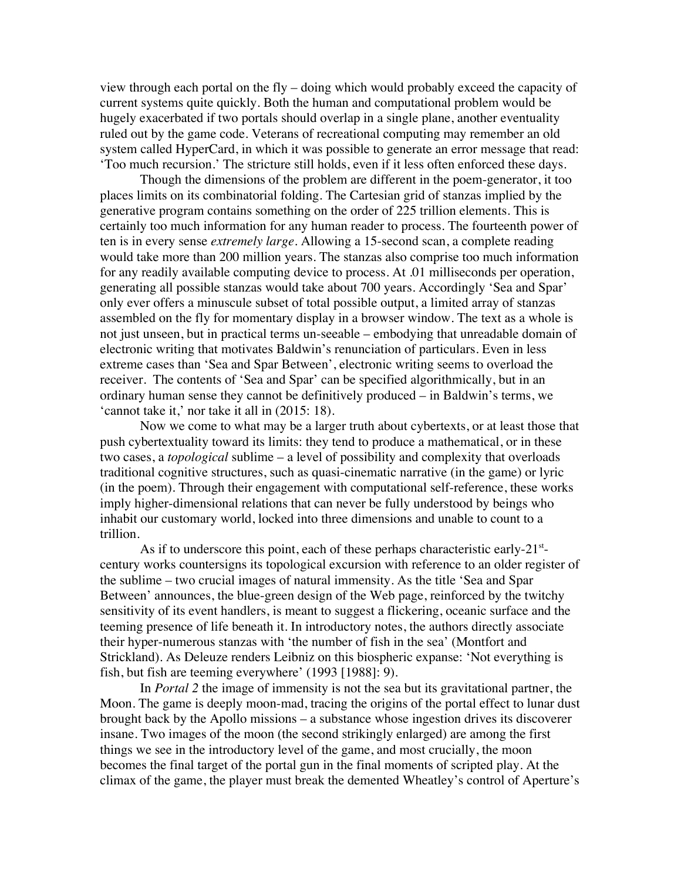view through each portal on the fly – doing which would probably exceed the capacity of current systems quite quickly. Both the human and computational problem would be hugely exacerbated if two portals should overlap in a single plane, another eventuality ruled out by the game code. Veterans of recreational computing may remember an old system called HyperCard, in which it was possible to generate an error message that read: 'Too much recursion.' The stricture still holds, even if it less often enforced these days.

Though the dimensions of the problem are different in the poem-generator, it too places limits on its combinatorial folding. The Cartesian grid of stanzas implied by the generative program contains something on the order of 225 trillion elements. This is certainly too much information for any human reader to process. The fourteenth power of ten is in every sense *extremely large*. Allowing a 15-second scan, a complete reading would take more than 200 million years. The stanzas also comprise too much information for any readily available computing device to process. At .01 milliseconds per operation, generating all possible stanzas would take about 700 years. Accordingly 'Sea and Spar' only ever offers a minuscule subset of total possible output, a limited array of stanzas assembled on the fly for momentary display in a browser window. The text as a whole is not just unseen, but in practical terms un-seeable – embodying that unreadable domain of electronic writing that motivates Baldwin's renunciation of particulars. Even in less extreme cases than 'Sea and Spar Between', electronic writing seems to overload the receiver. The contents of 'Sea and Spar' can be specified algorithmically, but in an ordinary human sense they cannot be definitively produced – in Baldwin's terms, we 'cannot take it,' nor take it all in (2015: 18).

Now we come to what may be a larger truth about cybertexts, or at least those that push cybertextuality toward its limits: they tend to produce a mathematical, or in these two cases, a *topological* sublime – a level of possibility and complexity that overloads traditional cognitive structures, such as quasi-cinematic narrative (in the game) or lyric (in the poem). Through their engagement with computational self-reference, these works imply higher-dimensional relations that can never be fully understood by beings who inhabit our customary world, locked into three dimensions and unable to count to a trillion.

As if to underscore this point, each of these perhaps characteristic early-21st-century works countersigns its topological excursion with reference to an older register of the sublime – two crucial images of natural immensity. As the title 'Sea and Spar Between' announces, the blue-green design of the Web page, reinforced by the twitchy sensitivity of its event handlers, is meant to suggest a flickering, oceanic surface and the teeming presence of life beneath it. In introductory notes, the authors directly associate their hyper-numerous stanzas with 'the number of fish in the sea' (Montfort and Strickland). As Deleuze renders Leibniz on this biospheric expanse: 'Not everything is fish, but fish are teeming everywhere' (1993 [1988]: 9).

In *Portal 2* the image of immensity is not the sea but its gravitational partner, the Moon. The game is deeply moon-mad, tracing the origins of the portal effect to lunar dust brought back by the Apollo missions – a substance whose ingestion drives its discoverer insane. Two images of the moon (the second strikingly enlarged) are among the first things we see in the introductory level of the game, and most crucially, the moon becomes the final target of the portal gun in the final moments of scripted play. At the climax of the game, the player must break the demented Wheatley's control of Aperture's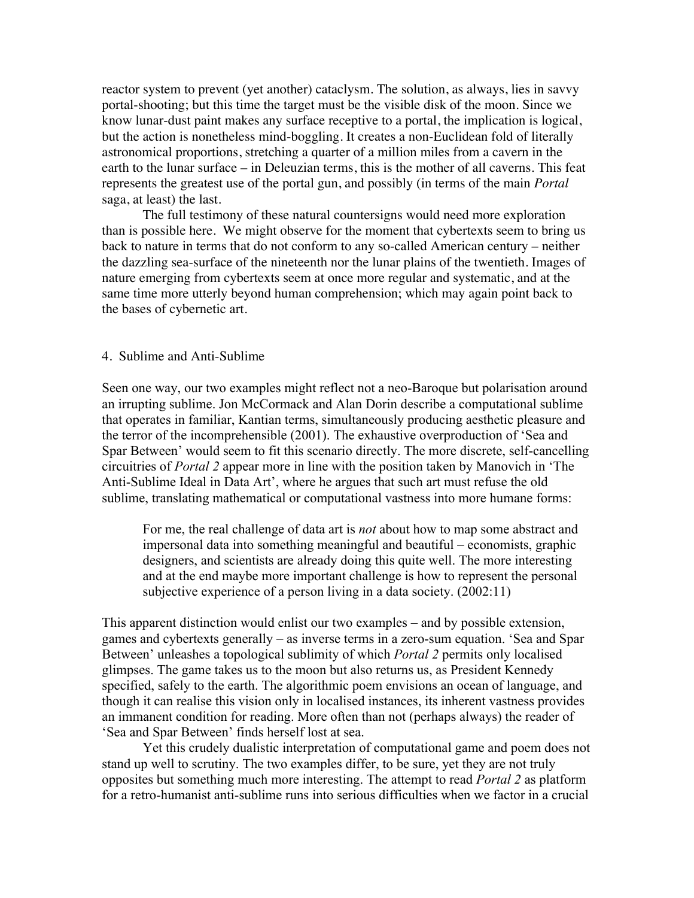reactor system to prevent (yet another) cataclysm. The solution, as always, lies in savvy portal-shooting; but this time the target must be the visible disk of the moon. Since we know lunar-dust paint makes any surface receptive to a portal, the implication is logical, but the action is nonetheless mind-boggling. It creates a non-Euclidean fold of literally astronomical proportions, stretching a quarter of a million miles from a cavern in the earth to the lunar surface – in Deleuzian terms, this is the mother of all caverns. This feat represents the greatest use of the portal gun, and possibly (in terms of the main *Portal* saga, at least) the last.

The full testimony of these natural countersigns would need more exploration than is possible here. We might observe for the moment that cybertexts seem to bring us back to nature in terms that do not conform to any so-called American century – neither the dazzling sea-surface of the nineteenth nor the lunar plains of the twentieth. Images of nature emerging from cybertexts seem at once more regular and systematic, and at the same time more utterly beyond human comprehension; which may again point back to the bases of cybernetic art.

## 4. Sublime and Anti-Sublime

Seen one way, our two examples might reflect not a neo-Baroque but polarisation around an irrupting sublime. Jon McCormack and Alan Dorin describe a computational sublime that operates in familiar, Kantian terms, simultaneously producing aesthetic pleasure and the terror of the incomprehensible (2001). The exhaustive overproduction of 'Sea and Spar Between' would seem to fit this scenario directly. The more discrete, self-cancelling circuitries of *Portal 2* appear more in line with the position taken by Manovich in 'The Anti-Sublime Ideal in Data Art', where he argues that such art must refuse the old sublime, translating mathematical or computational vastness into more humane forms:

> For me, the real challenge of data art is *not* about how to map some abstract and impersonal data into something meaningful and beautiful – economists, graphic designers, and scientists are already doing this quite well. The more interesting and at the end maybe more important challenge is how to represent the personal subjective experience of a person living in a data society. (2002:11)

This apparent distinction would enlist our two examples – and by possible extension, games and cybertexts generally – as inverse terms in a zero-sum equation. 'Sea and Spar Between' unleashes a topological sublimity of which *Portal 2* permits only localised glimpses. The game takes us to the moon but also returns us, as President Kennedy specified, safely to the earth. The algorithmic poem envisions an ocean of language, and though it can realise this vision only in localised instances, its inherent vastness provides an immanent condition for reading. More often than not (perhaps always) the reader of 'Sea and Spar Between' finds herself lost at sea.

Yet this crudely dualistic interpretation of computational game and poem does not stand up well to scrutiny. The two examples differ, to be sure, yet they are not truly opposites but something much more interesting. The attempt to read *Portal 2* as platform for a retro-humanist anti-sublime runs into serious difficulties when we factor in a crucial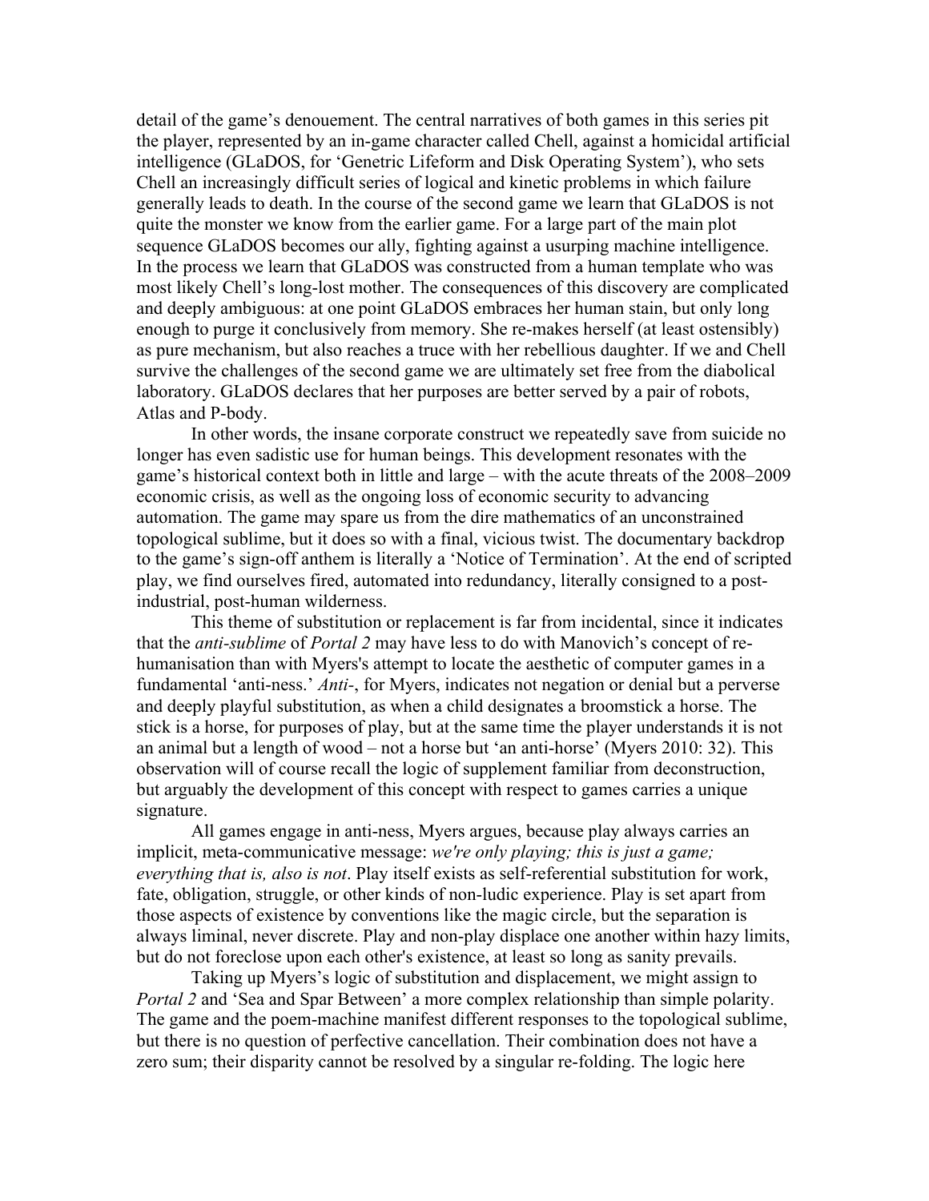detail of the game's denouement. The central narratives of both games in this series pit the player, represented by an in-game character called Chell, against a homicidal artificial intelligence (GLaDOS, for 'Genetric Lifeform and Disk Operating System'), who sets Chell an increasingly difficult series of logical and kinetic problems in which failure generally leads to death. In the course of the second game we learn that GLaDOS is not quite the monster we know from the earlier game. For a large part of the main plot sequence GLaDOS becomes our ally, fighting against a usurping machine intelligence. In the process we learn that GLaDOS was constructed from a human template who was most likely Chell's long-lost mother. The consequences of this discovery are complicated and deeply ambiguous: at one point GLaDOS embraces her human stain, but only long enough to purge it conclusively from memory. She re-makes herself (at least ostensibly) as pure mechanism, but also reaches a truce with her rebellious daughter. If we and Chell survive the challenges of the second game we are ultimately set free from the diabolical laboratory. GLaDOS declares that her purposes are better served by a pair of robots, Atlas and P-body.

In other words, the insane corporate construct we repeatedly save from suicide no longer has even sadistic use for human beings. This development resonates with the game's historical context both in little and large – with the acute threats of the 2008–2009 economic crisis, as well as the ongoing loss of economic security to advancing automation. The game may spare us from the dire mathematics of an unconstrained topological sublime, but it does so with a final, vicious twist. The documentary backdrop to the game's sign-off anthem is literally a 'Notice of Termination'. At the end of scripted play, we find ourselves fired, automated into redundancy, literally consigned to a post-industrial, post-human wilderness.

This theme of substitution or replacement is far from incidental, since it indicates that the *anti-sublime* of *Portal 2* may have less to do with Manovich's concept of re-humanisation than with Myers's attempt to locate the aesthetic of computer games in a fundamental 'anti-ness.' *Anti-*, for Myers, indicates not negation or denial but a perverse and deeply playful substitution, as when a child designates a broomstick a horse. The stick is a horse, for purposes of play, but at the same time the player understands it is not an animal but a length of wood – not a horse but 'an anti-horse' (Myers 2010: 32). This observation will of course recall the logic of supplement familiar from deconstruction, but arguably the development of this concept with respect to games carries a unique signature.

All games engage in anti-ness, Myers argues, because play always carries an implicit, meta-communicative message: *we're only playing; this is just a game; everything that is, also is not*. Play itself exists as self-referential substitution for work, fate, obligation, struggle, or other kinds of non-ludic experience. Play is set apart from those aspects of existence by conventions like the magic circle, but the separation is always liminal, never discrete. Play and non-play displace one another within hazy limits, but do not foreclose upon each other's existence, at least so long as sanity prevails.

Taking up Myers's logic of substitution and displacement, we might assign to *Portal 2* and 'Sea and Spar Between' a more complex relationship than simple polarity. The game and the poem-machine manifest different responses to the topological sublime, but there is no question of perfective cancellation. Their combination does not have a zero sum; their disparity cannot be resolved by a singular re-folding. The logic here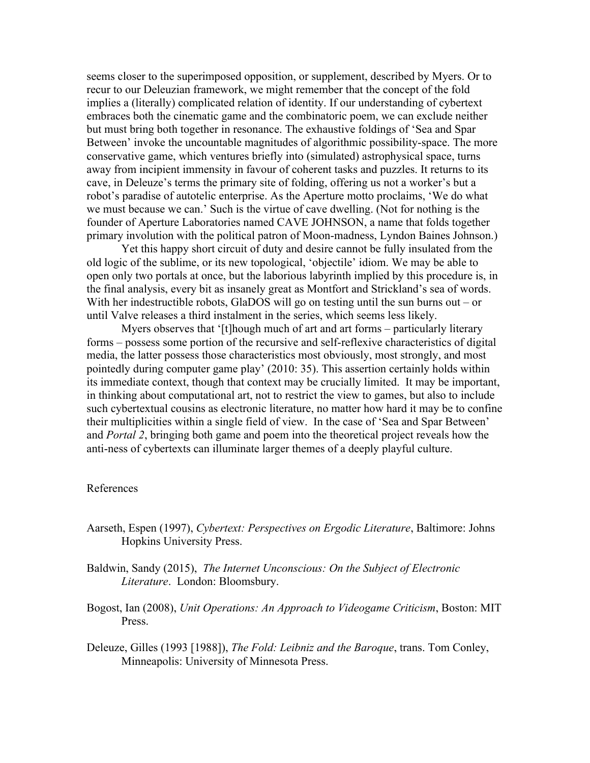seems closer to the superimposed opposition, or supplement, described by Myers. Or to recur to our Deleuzian framework, we might remember that the concept of the fold implies a (literally) complicated relation of identity. If our understanding of cybertext embraces both the cinematic game and the combinatoric poem, we can exclude neither but must bring both together in resonance. The exhaustive foldings of 'Sea and Spar Between' invoke the uncountable magnitudes of algorithmic possibility-space. The more conservative game, which ventures briefly into (simulated) astrophysical space, turns away from incipient immensity in favour of coherent tasks and puzzles. It returns to its cave, in Deleuze's terms the primary site of folding, offering us not a worker's but a robot's paradise of autotelic enterprise. As the Aperture motto proclaims, 'We do what we must because we can.' Such is the virtue of cave dwelling. (Not for nothing is the founder of Aperture Laboratories named CAVE JOHNSON, a name that folds together primary involution with the political patron of Moon-madness, Lyndon Baines Johnson.)

Yet this happy short circuit of duty and desire cannot be fully insulated from the old logic of the sublime, or its new topological, 'objectile' idiom. We may be able to open only two portals at once, but the laborious labyrinth implied by this procedure is, in the final analysis, every bit as insanely great as Montfort and Strickland's sea of words. With her indestructible robots, GlaDOS will go on testing until the sun burns out – or until Valve releases a third instalment in the series, which seems less likely.

Myers observes that '[t]hough much of art and art forms – particularly literary forms – possess some portion of the recursive and self-reflexive characteristics of digital media, the latter possess those characteristics most obviously, most strongly, and most pointedly during computer game play' (2010: 35). This assertion certainly holds within its immediate context, though that context may be crucially limited. It may be important, in thinking about computational art, not to restrict the view to games, but also to include such cybertextual cousins as electronic literature, no matter how hard it may be to confine their multiplicities within a single field of view. In the case of 'Sea and Spar Between' and *Portal 2*, bringing both game and poem into the theoretical project reveals how the anti-ness of cybertexts can illuminate larger themes of a deeply playful culture.

## References

Aarseth, Espen (1997), *Cybertext: Perspectives on Ergodic Literature*, Baltimore: Johns Hopkins University Press.

Baldwin, Sandy (2015), *The Internet Unconscious: On the Subject of Electronic Literature*. London: Bloomsbury.

Bogost, Ian (2008), *Unit Operations: An Approach to Videogame Criticism*, Boston: MIT Press.

Deleuze, Gilles (1993 [1988]), *The Fold: Leibniz and the Baroque*, trans. Tom Conley, Minneapolis: University of Minnesota Press.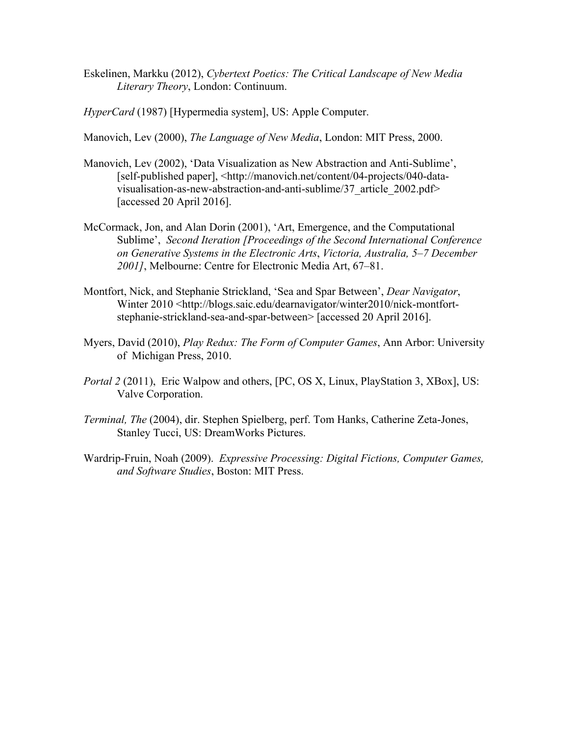Eskelinen, Markku (2012), *Cybertext Poetics: The Critical Landscape of New Media Literary Theory*, London: Continuum.

*HyperCard* (1987) [Hypermedia system], US: Apple Computer.

Manovich, Lev (2000), *The Language of New Media*, London: MIT Press, 2000.

Manovich, Lev (2002), 'Data Visualization as New Abstraction and Anti-Sublime', [self-published paper], <http://manovich.net/content/04-projects/040-data-visualisation-as-new-abstraction-and-anti-sublime/37_article_2002.pdf> [accessed 20 April 2016].

McCormack, Jon, and Alan Dorin (2001), 'Art, Emergence, and the Computational Sublime', *Second Iteration [Proceedings of the Second International Conference on Generative Systems in the Electronic Arts, Victoria, Australia, 5–7 December 2001]*, Melbourne: Centre for Electronic Media Art, 67–81.

Montfort, Nick, and Stephanie Strickland, 'Sea and Spar Between', *Dear Navigator*, Winter 2010 <http://blogs.saic.edu/dearnavigator/winter2010/nick-montfort-stephanie-strickland-sea-and-spar-between> [accessed 20 April 2016].

Myers, David (2010), *Play Redux: The Form of Computer Games*, Ann Arbor: University of Michigan Press, 2010.

*Portal 2* (2011), Eric Walpow and others, [PC, OS X, Linux, PlayStation 3, XBox], US: Valve Corporation.

*Terminal, The* (2004), dir. Stephen Spielberg, perf. Tom Hanks, Catherine Zeta-Jones, Stanley Tucci, US: DreamWorks Pictures.

Wardrip-Fruin, Noah (2009). *Expressive Processing: Digital Fictions, Computer Games, and Software Studies*, Boston: MIT Press.